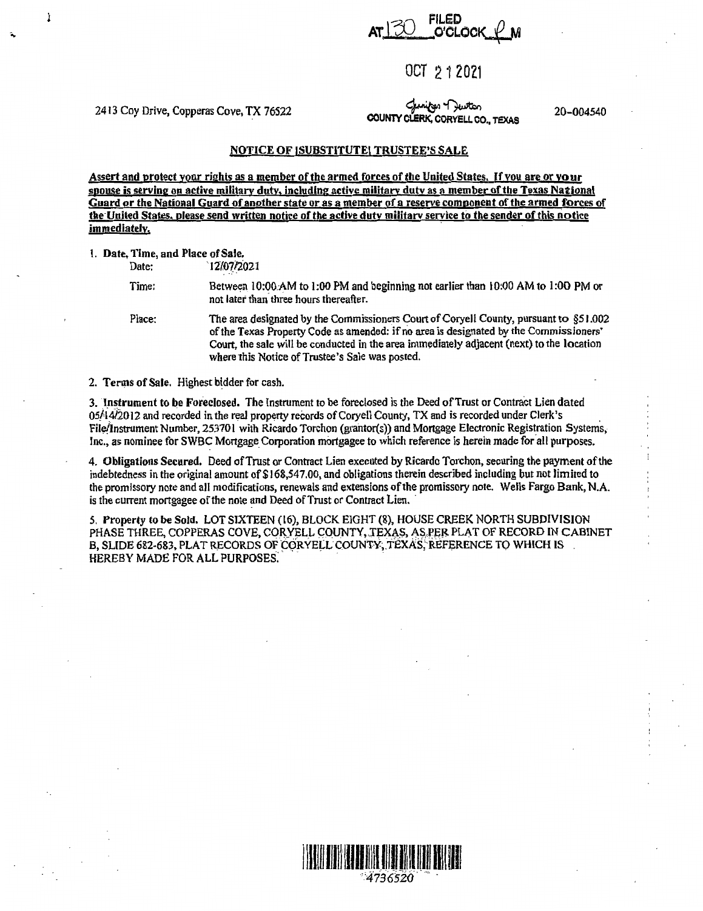FILED AT 130 O'CLOCK P M

OCT 21 2021

2413 Coy Drive, Copperas Cove, TX 76522

Jennifer Newton
COUNTY CLERK, CORYELL CO., TEXAS

20-004540

## NOTICE OF [SUBSTITUTE] TRUSTEE'S SALE

**Assert and protect your rights as a member of the armed forces of the United States. If you are or your spouse is serving on active military duty, including active military duty as a member of the Texas National Guard or the National Guard of another state or as a member of a reserve component of the armed forces of the United States, please send written notice of the active duty military service to the sender of this notice immediately.**

1. **Date, Time, and Place of Sale.**

   Date: 12/07/2021

   Time: Between 10:00 AM to 1:00 PM and beginning not earlier than 10:00 AM to 1:00 PM or not later than three hours thereafter.

   Place: The area designated by the Commissioners Court of Coryell County, pursuant to §51.002 of the Texas Property Code as amended: if no area is designated by the Commissioners' Court, the sale will be conducted in the area immediately adjacent (next) to the location where this Notice of Trustee's Sale was posted.

2. **Terms of Sale.** Highest bidder for cash.

3. **Instrument to be Foreclosed.** The Instrument to be foreclosed is the Deed of Trust or Contract Lien dated 05/14/2012 and recorded in the real property records of Coryell County, TX and is recorded under Clerk's File/Instrument Number, 253701 with Ricardo Torchon (grantor(s)) and Mortgage Electronic Registration Systems, Inc., as nominee for SWBC Mortgage Corporation mortgagee to which reference is herein made for all purposes.

4. **Obligations Secured.** Deed of Trust or Contract Lien executed by Ricardo Torchon, securing the payment of the indebtedness in the original amount of $168,547.00, and obligations therein described including but not limited to the promissory note and all modifications, renewals and extensions of the promissory note. Wells Fargo Bank, N.A. is the current mortgagee of the note and Deed of Trust or Contract Lien.

5. **Property to be Sold.** LOT SIXTEEN (16), BLOCK EIGHT (8), HOUSE CREEK NORTH SUBDIVISION PHASE THREE, COPPERAS COVE, CORYELL COUNTY, TEXAS, AS PER PLAT OF RECORD IN CABINET B, SLIDE 682-683, PLAT RECORDS OF CORYELL COUNTY, TEXAS, REFERENCE TO WHICH IS HEREBY MADE FOR ALL PURPOSES.

4736520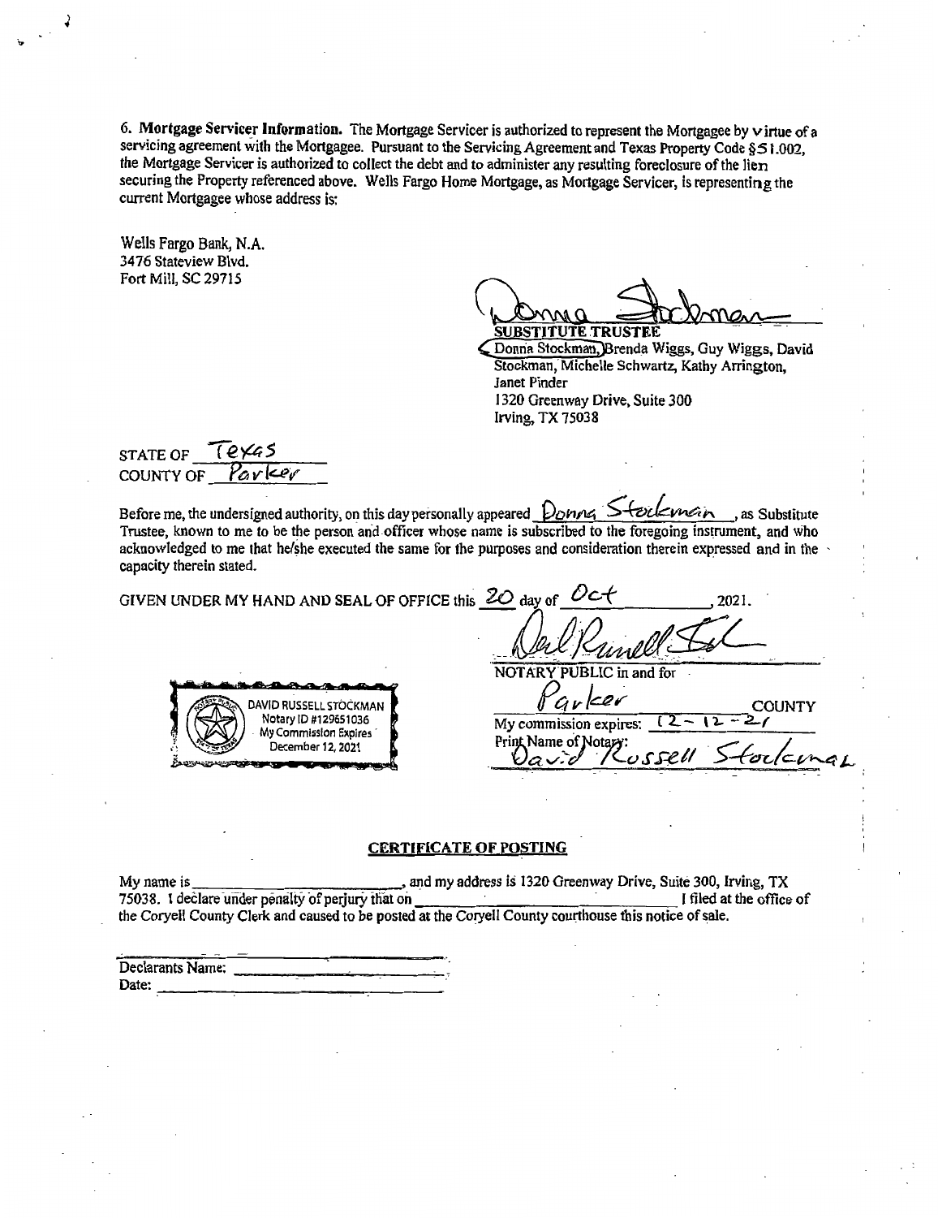6. **Mortgage Servicer Information.** The Mortgage Servicer is authorized to represent the Mortgagee by virtue of a servicing agreement with the Mortgagee. Pursuant to the Servicing Agreement and Texas Property Code §51.002, the Mortgage Servicer is authorized to collect the debt and to administer any resulting foreclosure of the lien securing the Property referenced above. Wells Fargo Home Mortgage, as Mortgage Servicer, is representing the current Mortgagee whose address is:

Wells Fargo Bank, N.A.
3476 Stateview Blvd.
Fort Mill, SC 29715

Donna Stockman

**SUBSTITUTE TRUSTEE**
Donna Stockman, Brenda Wiggs, Guy Wiggs, David Stockman, Michelle Schwartz, Kathy Arrington, Janet Pinder
1320 Greenway Drive, Suite 300
Irving, TX 75038

STATE OF Texas
COUNTY OF Parker

Before me, the undersigned authority, on this day personally appeared Donna Stockman, as Substitute Trustee, known to me to be the person and officer whose name is subscribed to the foregoing instrument, and who acknowledged to me that he/she executed the same for the purposes and consideration therein expressed and in the capacity therein stated.

GIVEN UNDER MY HAND AND SEAL OF OFFICE this 20 day of Oct, 2021.

DAVID RUSSELL STOCKMAN
Notary ID #129651036
My Commission Expires
December 12, 2021

NOTARY PUBLIC in and for Parker COUNTY
My commission expires: 12-12-21
Print Name of Notary: David Russell Stockman

## CERTIFICATE OF POSTING

My name is ______________________, and my address is 1320 Greenway Drive, Suite 300, Irving, TX 75038. I declare under penalty of perjury that on ______________________ I filed at the office of the Coryell County Clerk and caused to be posted at the Coryell County courthouse this notice of sale.

Declarants Name: ______________________
Date: ______________________